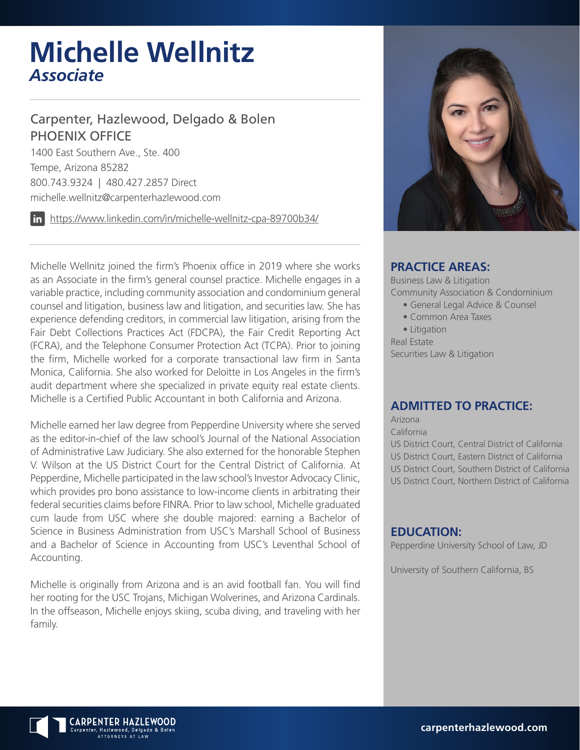# Michelle Wellnitz
## *Associate*

Carpenter, Hazlewood, Delgado & Bolen
PHOENIX OFFICE

1400 East Southern Ave., Ste. 400
Tempe, Arizona 85282
800.743.9324 | 480.427.2857 Direct
michelle.wellnitz@carpenterhazlewood.com

https://www.linkedin.com/in/michelle-wellnitz-cpa-89700b34/

Michelle Wellnitz joined the firm's Phoenix office in 2019 where she works as an Associate in the firm's general counsel practice. Michelle engages in a variable practice, including community association and condominium general counsel and litigation, business law and litigation, and securities law. She has experience defending creditors, in commercial law litigation, arising from the Fair Debt Collections Practices Act (FDCPA), the Fair Credit Reporting Act (FCRA), and the Telephone Consumer Protection Act (TCPA). Prior to joining the firm, Michelle worked for a corporate transactional law firm in Santa Monica, California. She also worked for Deloitte in Los Angeles in the firm's audit department where she specialized in private equity real estate clients. Michelle is a Certified Public Accountant in both California and Arizona.

Michelle earned her law degree from Pepperdine University where she served as the editor-in-chief of the law school's Journal of the National Association of Administrative Law Judiciary. She also externed for the honorable Stephen V. Wilson at the US District Court for the Central District of California. At Pepperdine, Michelle participated in the law school's Investor Advocacy Clinic, which provides pro bono assistance to low-income clients in arbitrating their federal securities claims before FINRA. Prior to law school, Michelle graduated cum laude from USC where she double majored: earning a Bachelor of Science in Business Administration from USC's Marshall School of Business and a Bachelor of Science in Accounting from USC's Leventhal School of Accounting.

Michelle is originally from Arizona and is an avid football fan. You will find her rooting for the USC Trojans, Michigan Wolverines, and Arizona Cardinals. In the offseason, Michelle enjoys skiing, scuba diving, and traveling with her family.

### PRACTICE AREAS:

Business Law & Litigation
Community Association & Condominium
- General Legal Advice & Counsel
- Common Area Taxes
- Litigation

Real Estate
Securities Law & Litigation

### ADMITTED TO PRACTICE:

Arizona
California
US District Court, Central District of California
US District Court, Eastern District of California
US District Court, Southern District of California
US District Court, Northern District of California

### EDUCATION:

Pepperdine University School of Law, JD

University of Southern California, BS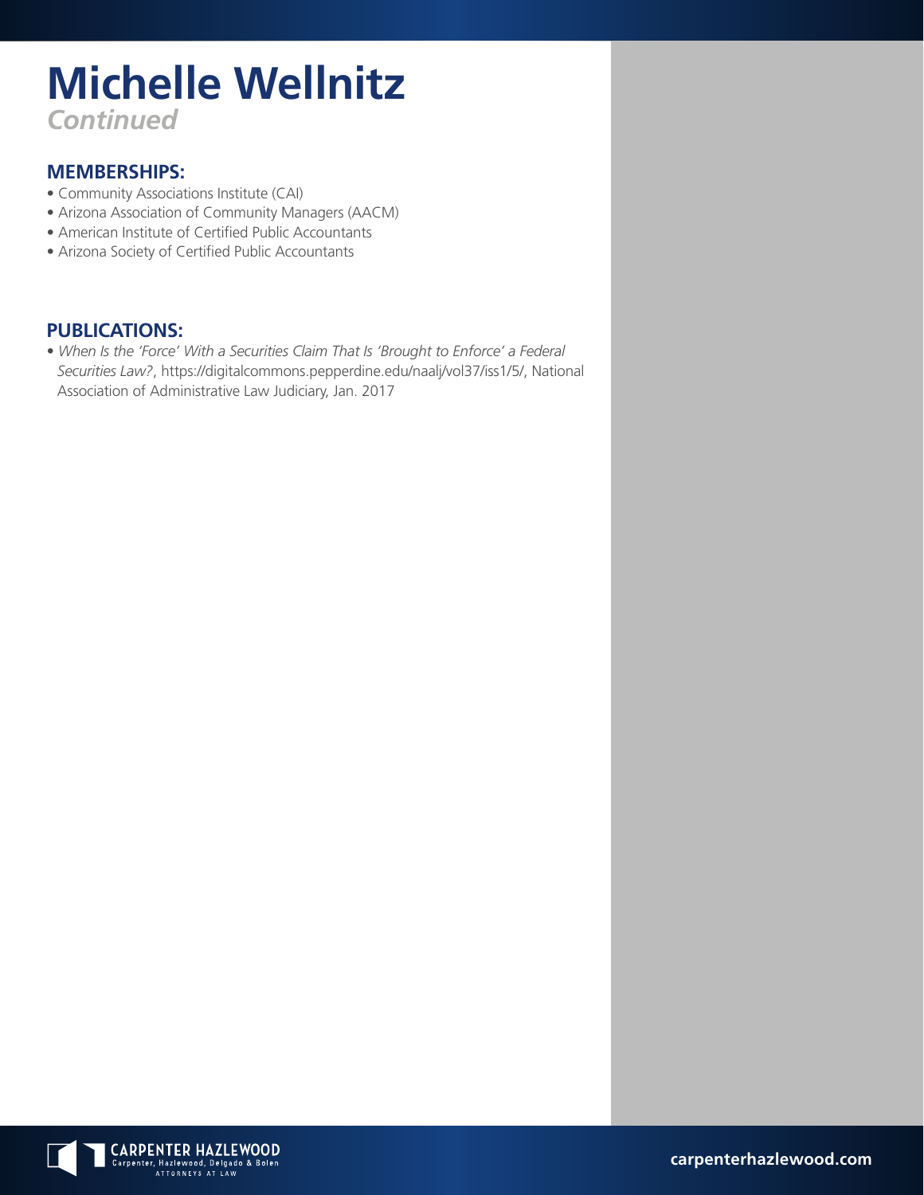# Michelle Wellnitz

*Continued*

## MEMBERSHIPS:

- Community Associations Institute (CAI)
- Arizona Association of Community Managers (AACM)
- American Institute of Certified Public Accountants
- Arizona Society of Certified Public Accountants

## PUBLICATIONS:

- *When Is the 'Force' With a Securities Claim That Is 'Brought to Enforce' a Federal Securities Law?*, https://digitalcommons.pepperdine.edu/naalj/vol37/iss1/5/, National Association of Administrative Law Judiciary, Jan. 2017